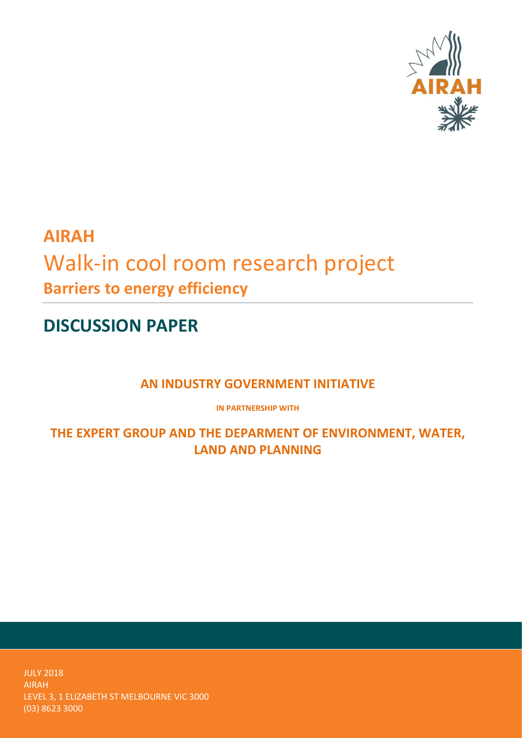# AIRAH

# Walk-in cool room research project

## Barriers to energy efficiency

# DISCUSSION PAPER

**AN INDUSTRY GOVERNMENT INITIATIVE**

**IN PARTNERSHIP WITH**

**THE EXPERT GROUP AND THE DEPARMENT OF ENVIRONMENT, WATER, LAND AND PLANNING**

JULY 2018
AIRAH
LEVEL 3, 1 ELIZABETH ST MELBOURNE VIC 3000
(03) 8623 3000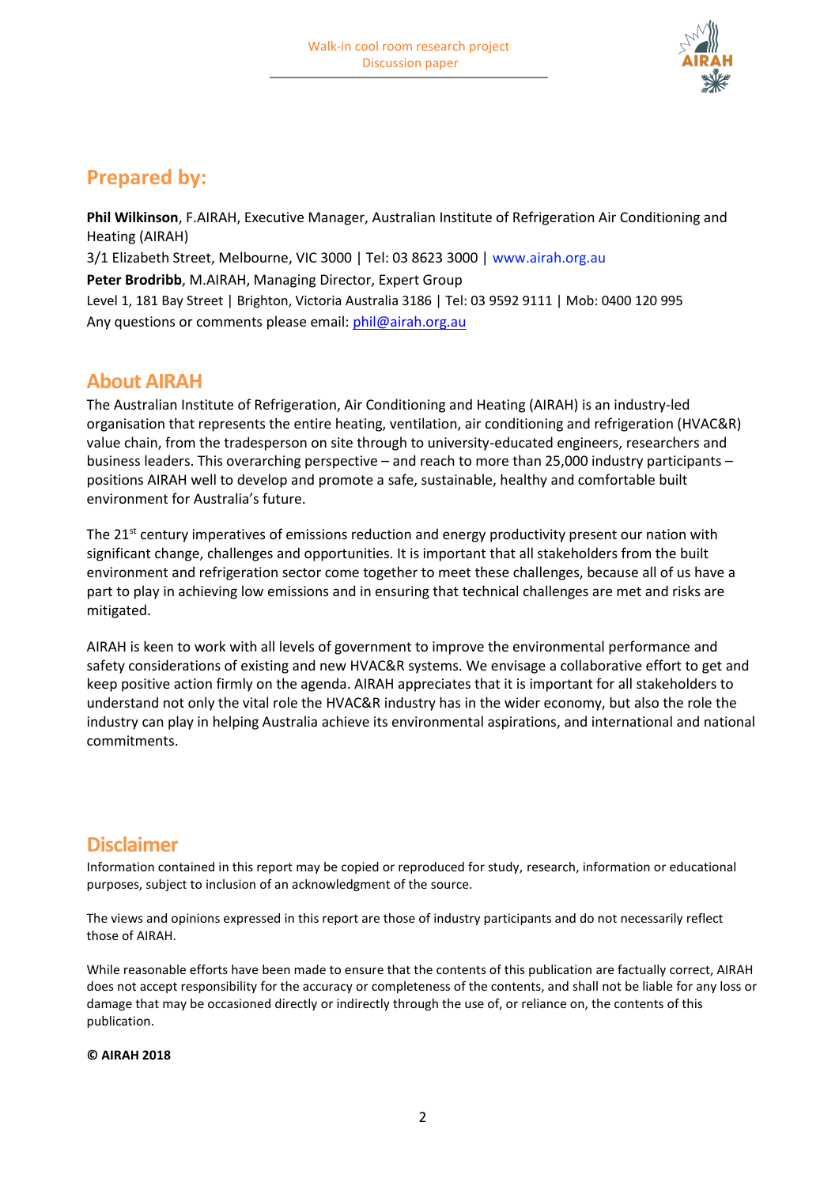## Prepared by:

**Phil Wilkinson**, F.AIRAH, Executive Manager, Australian Institute of Refrigeration Air Conditioning and Heating (AIRAH)
3/1 Elizabeth Street, Melbourne, VIC 3000 | Tel: 03 8623 3000 | www.airah.org.au
**Peter Brodribb**, M.AIRAH, Managing Director, Expert Group
Level 1, 181 Bay Street | Brighton, Victoria Australia 3186 | Tel: 03 9592 9111 | Mob: 0400 120 995
Any questions or comments please email: phil@airah.org.au

## About AIRAH

The Australian Institute of Refrigeration, Air Conditioning and Heating (AIRAH) is an industry-led organisation that represents the entire heating, ventilation, air conditioning and refrigeration (HVAC&R) value chain, from the tradesperson on site through to university-educated engineers, researchers and business leaders. This overarching perspective – and reach to more than 25,000 industry participants – positions AIRAH well to develop and promote a safe, sustainable, healthy and comfortable built environment for Australia's future.

The 21st century imperatives of emissions reduction and energy productivity present our nation with significant change, challenges and opportunities. It is important that all stakeholders from the built environment and refrigeration sector come together to meet these challenges, because all of us have a part to play in achieving low emissions and in ensuring that technical challenges are met and risks are mitigated.

AIRAH is keen to work with all levels of government to improve the environmental performance and safety considerations of existing and new HVAC&R systems. We envisage a collaborative effort to get and keep positive action firmly on the agenda. AIRAH appreciates that it is important for all stakeholders to understand not only the vital role the HVAC&R industry has in the wider economy, but also the role the industry can play in helping Australia achieve its environmental aspirations, and international and national commitments.

## Disclaimer

Information contained in this report may be copied or reproduced for study, research, information or educational purposes, subject to inclusion of an acknowledgment of the source.

The views and opinions expressed in this report are those of industry participants and do not necessarily reflect those of AIRAH.

While reasonable efforts have been made to ensure that the contents of this publication are factually correct, AIRAH does not accept responsibility for the accuracy or completeness of the contents, and shall not be liable for any loss or damage that may be occasioned directly or indirectly through the use of, or reliance on, the contents of this publication.

**© AIRAH 2018**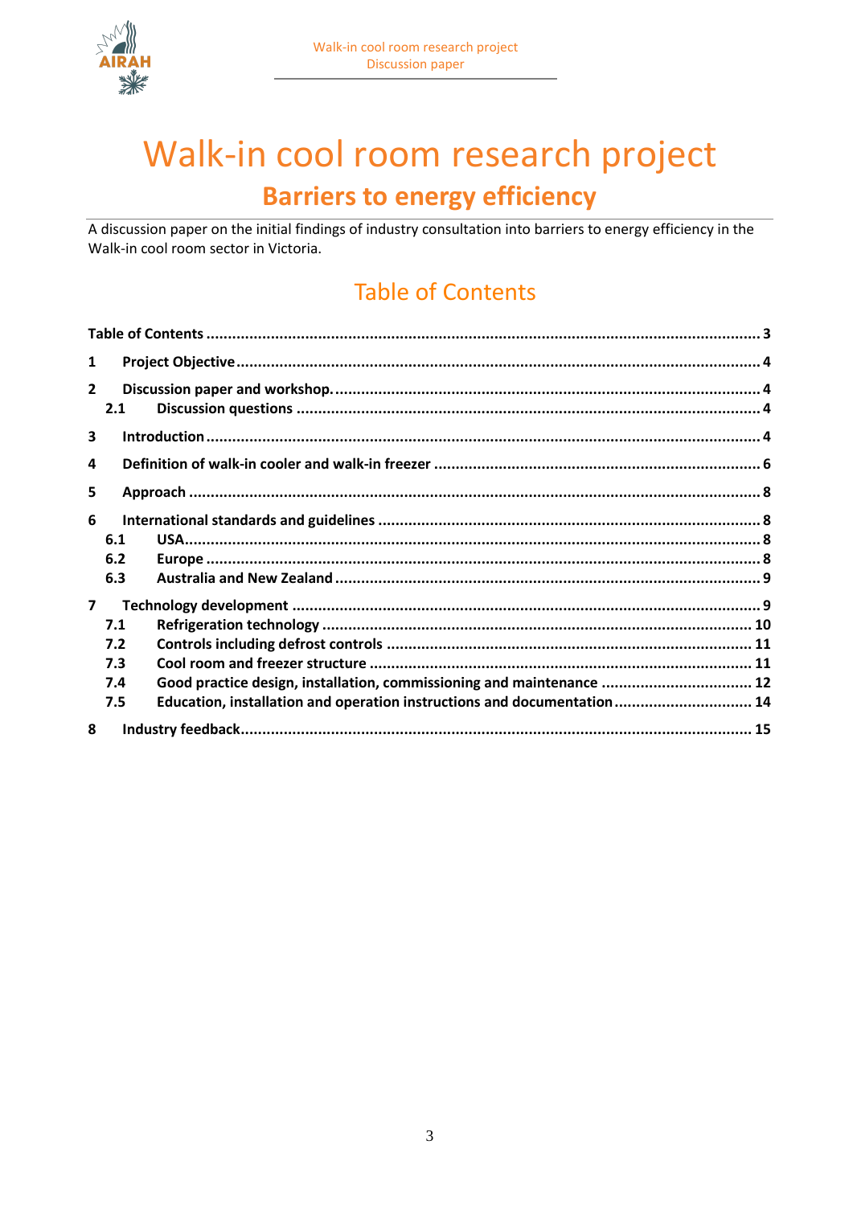# Walk-in cool room research project

## Barriers to energy efficiency

A discussion paper on the initial findings of industry consultation into barriers to energy efficiency in the Walk-in cool room sector in Victoria.

## Table of Contents

**Table of Contents** ..... 3

**1 Project Objective** ..... 4

**2 Discussion paper and workshop.** ..... 4

- **2.1 Discussion questions** ..... 4

**3 Introduction** ..... 4

**4 Definition of walk-in cooler and walk-in freezer** ..... 6

**5 Approach** ..... 8

**6 International standards and guidelines** ..... 8

- **6.1 USA** ..... 8
- **6.2 Europe** ..... 8
- **6.3 Australia and New Zealand** ..... 9

**7 Technology development** ..... 9

- **7.1 Refrigeration technology** ..... 10
- **7.2 Controls including defrost controls** ..... 11
- **7.3 Cool room and freezer structure** ..... 11
- **7.4 Good practice design, installation, commissioning and maintenance** ..... 12
- **7.5 Education, installation and operation instructions and documentation** ..... 14

**8 Industry feedback** ..... 15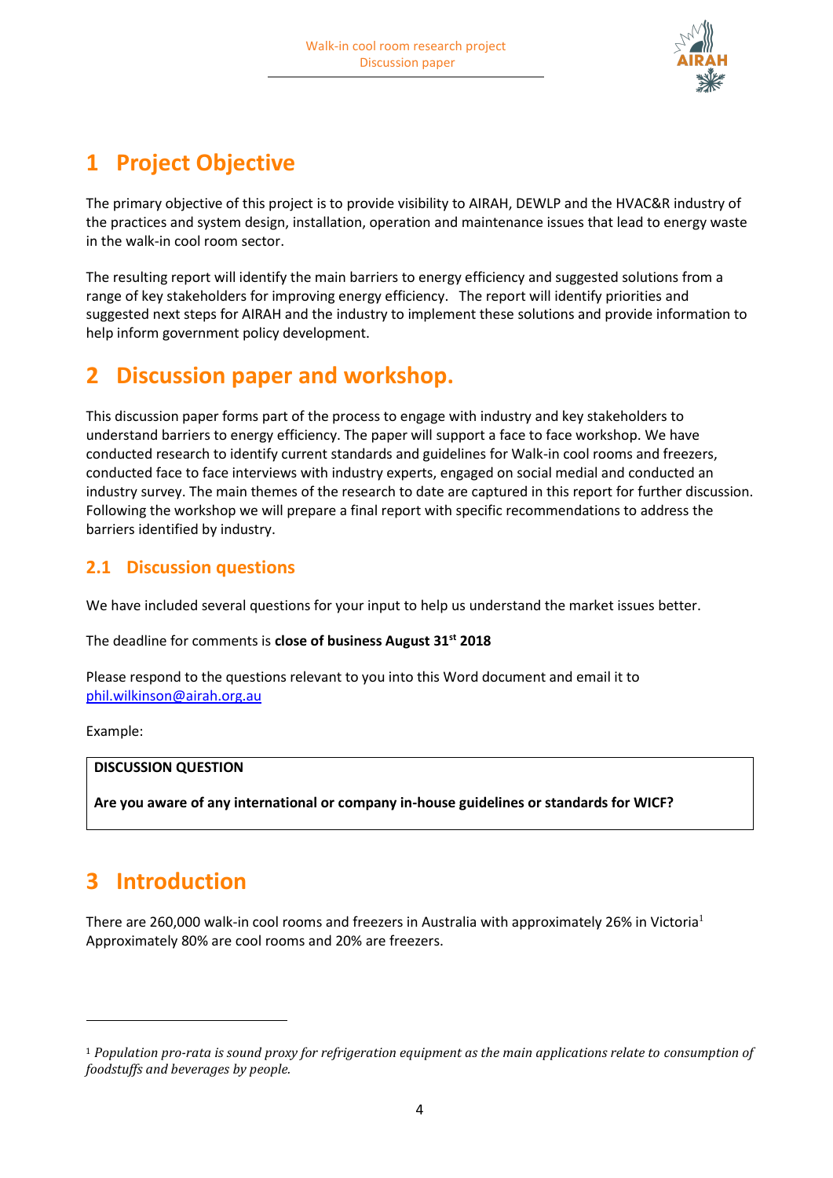# 1 Project Objective

The primary objective of this project is to provide visibility to AIRAH, DEWLP and the HVAC&R industry of the practices and system design, installation, operation and maintenance issues that lead to energy waste in the walk-in cool room sector.

The resulting report will identify the main barriers to energy efficiency and suggested solutions from a range of key stakeholders for improving energy efficiency. The report will identify priorities and suggested next steps for AIRAH and the industry to implement these solutions and provide information to help inform government policy development.

# 2 Discussion paper and workshop.

This discussion paper forms part of the process to engage with industry and key stakeholders to understand barriers to energy efficiency. The paper will support a face to face workshop. We have conducted research to identify current standards and guidelines for Walk-in cool rooms and freezers, conducted face to face interviews with industry experts, engaged on social medial and conducted an industry survey. The main themes of the research to date are captured in this report for further discussion. Following the workshop we will prepare a final report with specific recommendations to address the barriers identified by industry.

## 2.1 Discussion questions

We have included several questions for your input to help us understand the market issues better.

The deadline for comments is **close of business August 31st 2018**

Please respond to the questions relevant to you into this Word document and email it to phil.wilkinson@airah.org.au

Example:

| **DISCUSSION QUESTION** |
|---|
| **Are you aware of any international or company in-house guidelines or standards for WICF?** |

# 3 Introduction

There are 260,000 walk-in cool rooms and freezers in Australia with approximately 26% in Victoria[1] Approximately 80% are cool rooms and 20% are freezers.

[1] *Population pro-rata is sound proxy for refrigeration equipment as the main applications relate to consumption of foodstuffs and beverages by people.*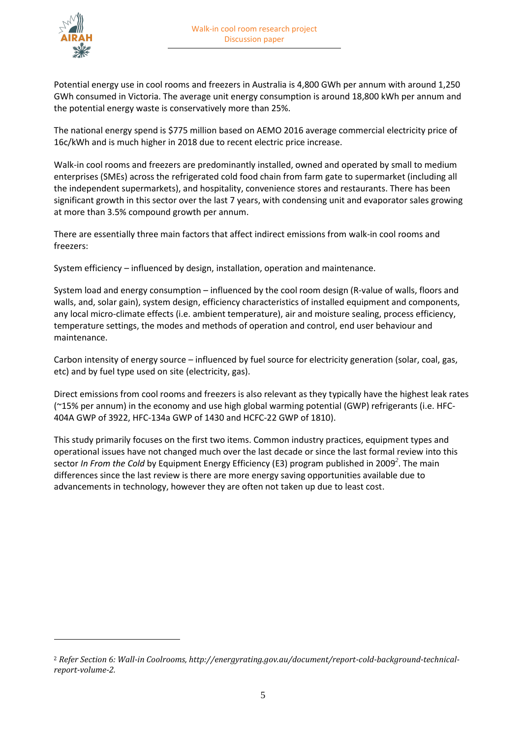Potential energy use in cool rooms and freezers in Australia is 4,800 GWh per annum with around 1,250 GWh consumed in Victoria. The average unit energy consumption is around 18,800 kWh per annum and the potential energy waste is conservatively more than 25%.

The national energy spend is $775 million based on AEMO 2016 average commercial electricity price of 16c/kWh and is much higher in 2018 due to recent electric price increase.

Walk-in cool rooms and freezers are predominantly installed, owned and operated by small to medium enterprises (SMEs) across the refrigerated cold food chain from farm gate to supermarket (including all the independent supermarkets), and hospitality, convenience stores and restaurants. There has been significant growth in this sector over the last 7 years, with condensing unit and evaporator sales growing at more than 3.5% compound growth per annum.

There are essentially three main factors that affect indirect emissions from walk-in cool rooms and freezers:

System efficiency – influenced by design, installation, operation and maintenance.

System load and energy consumption – influenced by the cool room design (R-value of walls, floors and walls, and, solar gain), system design, efficiency characteristics of installed equipment and components, any local micro-climate effects (i.e. ambient temperature), air and moisture sealing, process efficiency, temperature settings, the modes and methods of operation and control, end user behaviour and maintenance.

Carbon intensity of energy source – influenced by fuel source for electricity generation (solar, coal, gas, etc) and by fuel type used on site (electricity, gas).

Direct emissions from cool rooms and freezers is also relevant as they typically have the highest leak rates (~15% per annum) in the economy and use high global warming potential (GWP) refrigerants (i.e. HFC-404A GWP of 3922, HFC-134a GWP of 1430 and HCFC-22 GWP of 1810).

This study primarily focuses on the first two items. Common industry practices, equipment types and operational issues have not changed much over the last decade or since the last formal review into this sector *In From the Cold* by Equipment Energy Efficiency (E3) program published in 2009[2]. The main differences since the last review is there are more energy saving opportunities available due to advancements in technology, however they are often not taken up due to least cost.

---

[2] *Refer Section 6: Wall-in Coolrooms, http://energyrating.gov.au/document/report-cold-background-technical-report-volume-2.*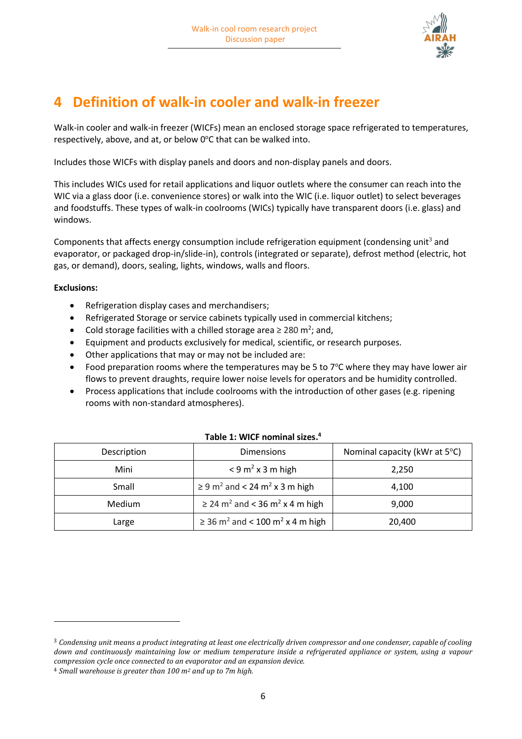# 4 Definition of walk-in cooler and walk-in freezer

Walk-in cooler and walk-in freezer (WICFs) mean an enclosed storage space refrigerated to temperatures, respectively, above, and at, or below 0°C that can be walked into.

Includes those WICFs with display panels and doors and non-display panels and doors.

This includes WICs used for retail applications and liquor outlets where the consumer can reach into the WIC via a glass door (i.e. convenience stores) or walk into the WIC (i.e. liquor outlet) to select beverages and foodstuffs. These types of walk-in coolrooms (WICs) typically have transparent doors (i.e. glass) and windows.

Components that affects energy consumption include refrigeration equipment (condensing unit[3] and evaporator, or packaged drop-in/slide-in), controls (integrated or separate), defrost method (electric, hot gas, or demand), doors, sealing, lights, windows, walls and floors.

**Exclusions:**

- Refrigeration display cases and merchandisers;
- Refrigerated Storage or service cabinets typically used in commercial kitchens;
- Cold storage facilities with a chilled storage area ≥ 280 $m^2$; and,
- Equipment and products exclusively for medical, scientific, or research purposes.
- Other applications that may or may not be included are:
- Food preparation rooms where the temperatures may be 5 to 7°C where they may have lower air flows to prevent draughts, require lower noise levels for operators and be humidity controlled.
- Process applications that include coolrooms with the introduction of other gases (e.g. ripening rooms with non-standard atmospheres).

**Table 1: WICF nominal sizes.[4]**

| Description | Dimensions | Nominal capacity (kWr at 5°C) |
|---|---|---|
| Mini | < 9 $m^2$ x 3 m high | 2,250 |
| Small | ≥ 9 $m^2$ and < 24 $m^2$ x 3 m high | 4,100 |
| Medium | ≥ 24 $m^2$ and < 36 $m^2$ x 4 m high | 9,000 |
| Large | ≥ 36 $m^2$ and < 100 $m^2$ x 4 m high | 20,400 |

[3] *Condensing unit means a product integrating at least one electrically driven compressor and one condenser, capable of cooling down and continuously maintaining low or medium temperature inside a refrigerated appliance or system, using a vapour compression cycle once connected to an evaporator and an expansion device.*

[4] *Small warehouse is greater than 100 $m^2$ and up to 7m high.*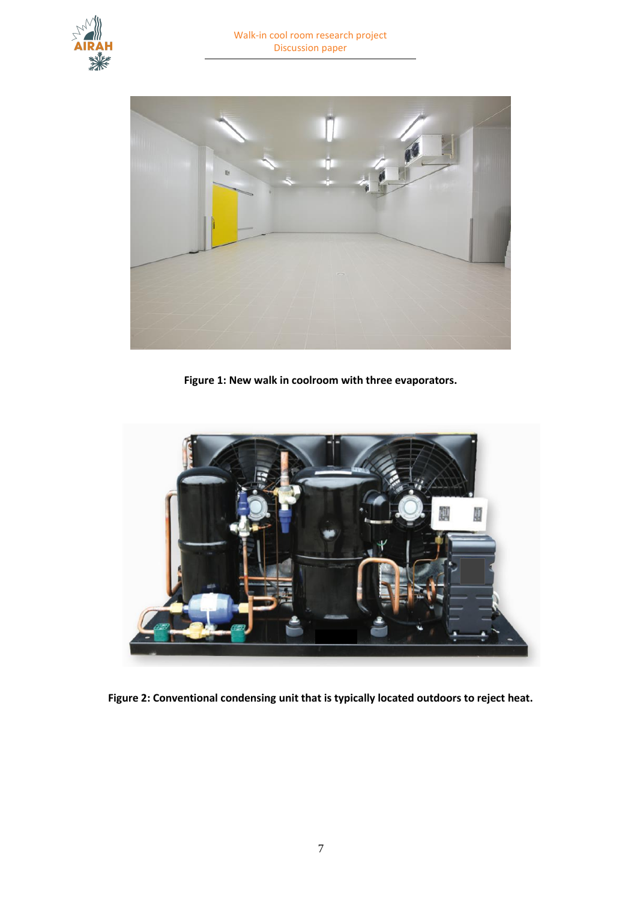**Figure 1: New walk in coolroom with three evaporators.**

**Figure 2: Conventional condensing unit that is typically located outdoors to reject heat.**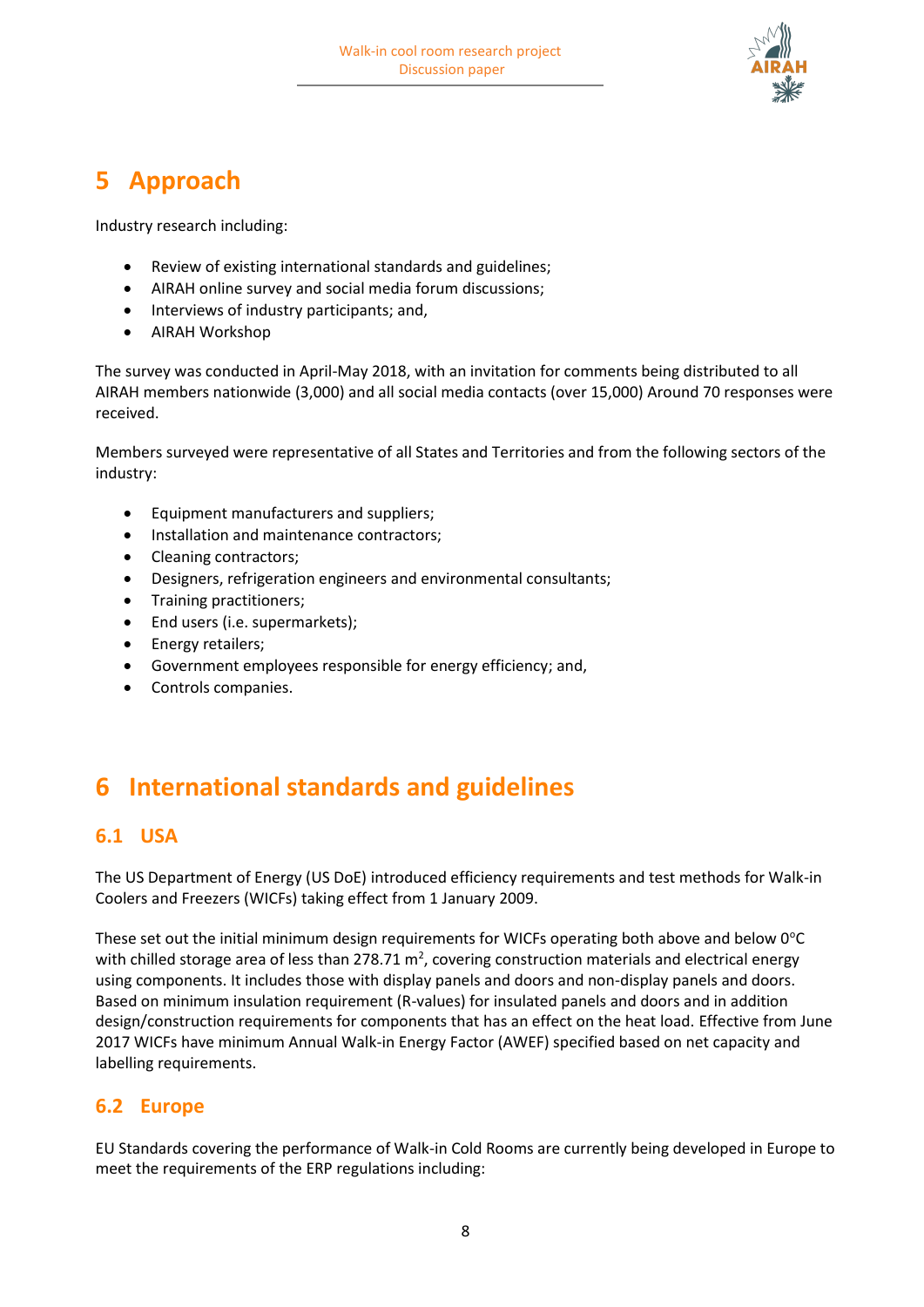# 5 Approach

Industry research including:

- Review of existing international standards and guidelines;
- AIRAH online survey and social media forum discussions;
- Interviews of industry participants; and,
- AIRAH Workshop

The survey was conducted in April-May 2018, with an invitation for comments being distributed to all AIRAH members nationwide (3,000) and all social media contacts (over 15,000) Around 70 responses were received.

Members surveyed were representative of all States and Territories and from the following sectors of the industry:

- Equipment manufacturers and suppliers;
- Installation and maintenance contractors;
- Cleaning contractors;
- Designers, refrigeration engineers and environmental consultants;
- Training practitioners;
- End users (i.e. supermarkets);
- Energy retailers;
- Government employees responsible for energy efficiency; and,
- Controls companies.

# 6 International standards and guidelines

## 6.1 USA

The US Department of Energy (US DoE) introduced efficiency requirements and test methods for Walk-in Coolers and Freezers (WICFs) taking effect from 1 January 2009.

These set out the initial minimum design requirements for WICFs operating both above and below 0°C with chilled storage area of less than 278.71 $m^2$, covering construction materials and electrical energy using components. It includes those with display panels and doors and non-display panels and doors. Based on minimum insulation requirement (R-values) for insulated panels and doors and in addition design/construction requirements for components that has an effect on the heat load. Effective from June 2017 WICFs have minimum Annual Walk-in Energy Factor (AWEF) specified based on net capacity and labelling requirements.

## 6.2 Europe

EU Standards covering the performance of Walk-in Cold Rooms are currently being developed in Europe to meet the requirements of the ERP regulations including: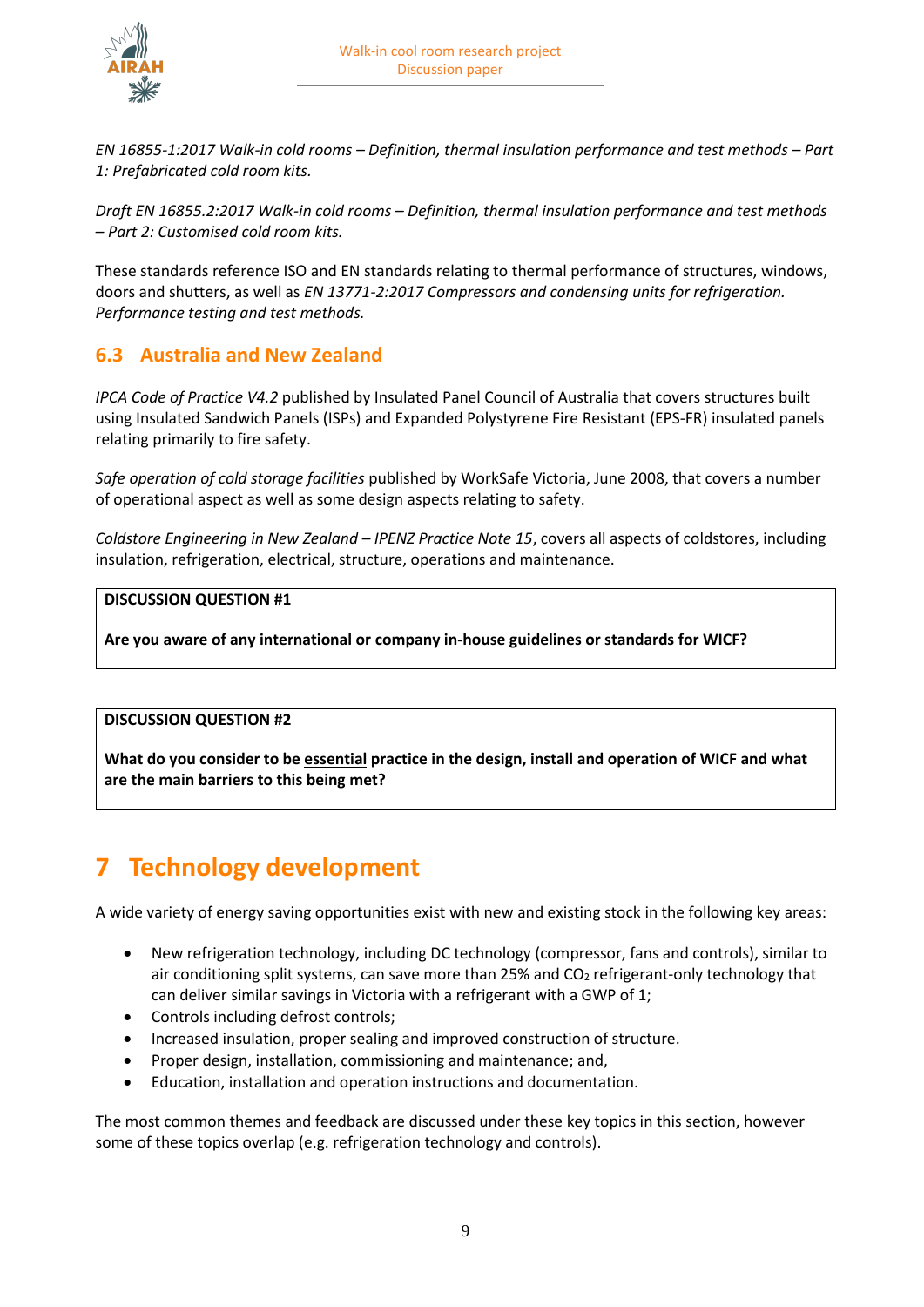*EN 16855-1:2017 Walk-in cold rooms – Definition, thermal insulation performance and test methods – Part 1: Prefabricated cold room kits.*

*Draft EN 16855.2:2017 Walk-in cold rooms – Definition, thermal insulation performance and test methods – Part 2: Customised cold room kits.*

These standards reference ISO and EN standards relating to thermal performance of structures, windows, doors and shutters, as well as *EN 13771-2:2017 Compressors and condensing units for refrigeration. Performance testing and test methods.*

## 6.3 Australia and New Zealand

*IPCA Code of Practice V4.2* published by Insulated Panel Council of Australia that covers structures built using Insulated Sandwich Panels (ISPs) and Expanded Polystyrene Fire Resistant (EPS-FR) insulated panels relating primarily to fire safety.

*Safe operation of cold storage facilities* published by WorkSafe Victoria, June 2008, that covers a number of operational aspect as well as some design aspects relating to safety.

*Coldstore Engineering in New Zealand – IPENZ Practice Note 15*, covers all aspects of coldstores, including insulation, refrigeration, electrical, structure, operations and maintenance.

> **DISCUSSION QUESTION #1**
>
> **Are you aware of any international or company in-house guidelines or standards for WICF?**

> **DISCUSSION QUESTION #2**
>
> **What do you consider to be <u>essential</u> practice in the design, install and operation of WICF and what are the main barriers to this being met?**

# 7 Technology development

A wide variety of energy saving opportunities exist with new and existing stock in the following key areas:

- New refrigeration technology, including DC technology (compressor, fans and controls), similar to air conditioning split systems, can save more than 25% and $CO_2$ refrigerant-only technology that can deliver similar savings in Victoria with a refrigerant with a GWP of 1;
- Controls including defrost controls;
- Increased insulation, proper sealing and improved construction of structure.
- Proper design, installation, commissioning and maintenance; and,
- Education, installation and operation instructions and documentation.

The most common themes and feedback are discussed under these key topics in this section, however some of these topics overlap (e.g. refrigeration technology and controls).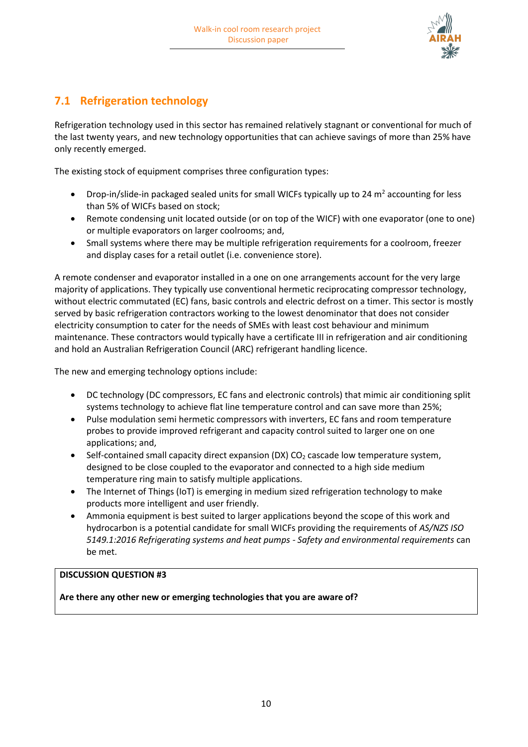## 7.1 Refrigeration technology

Refrigeration technology used in this sector has remained relatively stagnant or conventional for much of the last twenty years, and new technology opportunities that can achieve savings of more than 25% have only recently emerged.

The existing stock of equipment comprises three configuration types:

- Drop-in/slide-in packaged sealed units for small WICFs typically up to 24 $m^2$ accounting for less than 5% of WICFs based on stock;
- Remote condensing unit located outside (or on top of the WICF) with one evaporator (one to one) or multiple evaporators on larger coolrooms; and,
- Small systems where there may be multiple refrigeration requirements for a coolroom, freezer and display cases for a retail outlet (i.e. convenience store).

A remote condenser and evaporator installed in a one on one arrangements account for the very large majority of applications. They typically use conventional hermetic reciprocating compressor technology, without electric commutated (EC) fans, basic controls and electric defrost on a timer. This sector is mostly served by basic refrigeration contractors working to the lowest denominator that does not consider electricity consumption to cater for the needs of SMEs with least cost behaviour and minimum maintenance. These contractors would typically have a certificate III in refrigeration and air conditioning and hold an Australian Refrigeration Council (ARC) refrigerant handling licence.

The new and emerging technology options include:

- DC technology (DC compressors, EC fans and electronic controls) that mimic air conditioning split systems technology to achieve flat line temperature control and can save more than 25%;
- Pulse modulation semi hermetic compressors with inverters, EC fans and room temperature probes to provide improved refrigerant and capacity control suited to larger one on one applications; and,
- Self-contained small capacity direct expansion (DX) $CO_2$ cascade low temperature system, designed to be close coupled to the evaporator and connected to a high side medium temperature ring main to satisfy multiple applications.
- The Internet of Things (IoT) is emerging in medium sized refrigeration technology to make products more intelligent and user friendly.
- Ammonia equipment is best suited to larger applications beyond the scope of this work and hydrocarbon is a potential candidate for small WICFs providing the requirements of *AS/NZS ISO 5149.1:2016 Refrigerating systems and heat pumps - Safety and environmental requirements* can be met.

**DISCUSSION QUESTION #3**

**Are there any other new or emerging technologies that you are aware of?**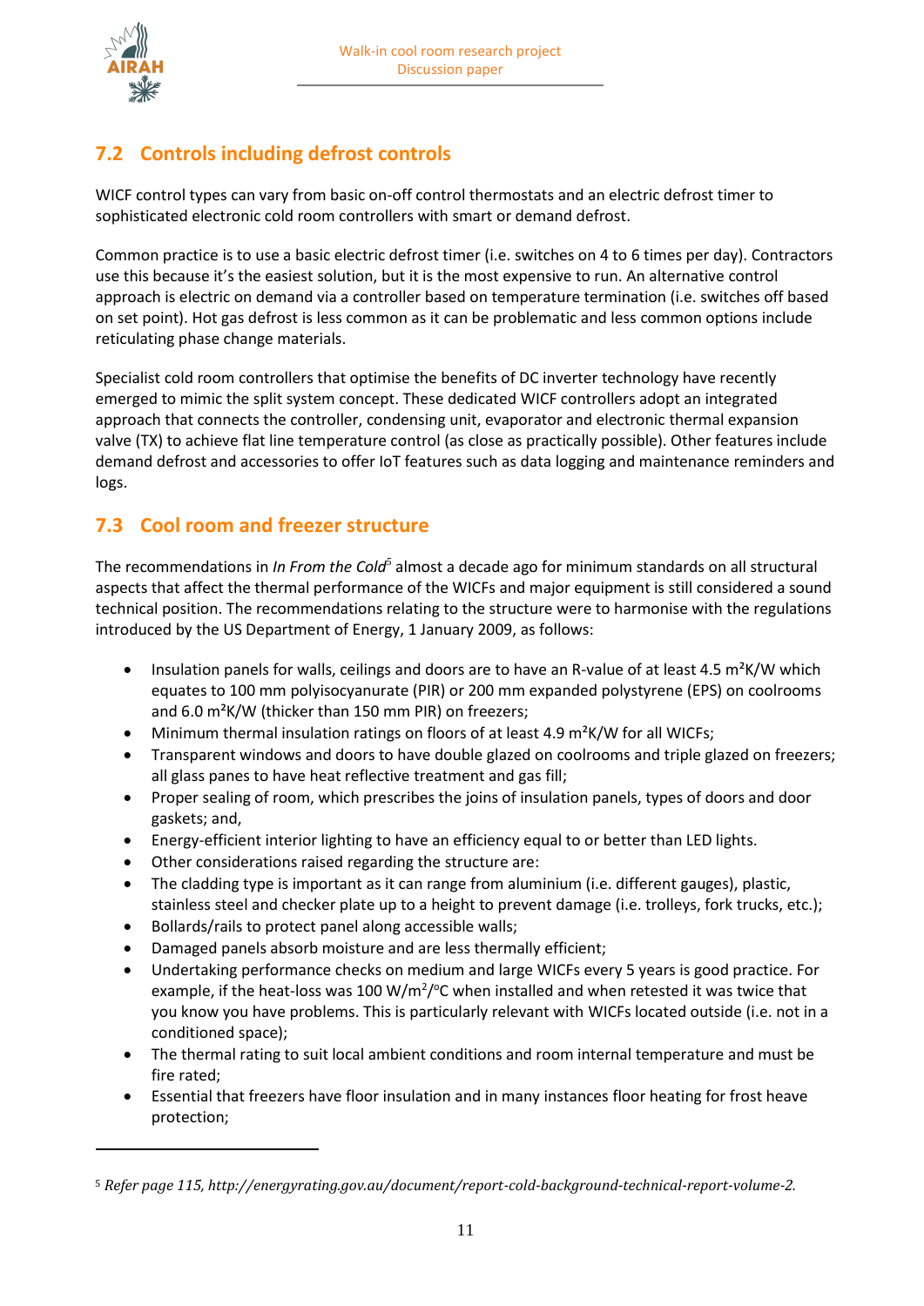## 7.2 Controls including defrost controls

WICF control types can vary from basic on-off control thermostats and an electric defrost timer to sophisticated electronic cold room controllers with smart or demand defrost.

Common practice is to use a basic electric defrost timer (i.e. switches on 4 to 6 times per day). Contractors use this because it's the easiest solution, but it is the most expensive to run. An alternative control approach is electric on demand via a controller based on temperature termination (i.e. switches off based on set point). Hot gas defrost is less common as it can be problematic and less common options include reticulating phase change materials.

Specialist cold room controllers that optimise the benefits of DC inverter technology have recently emerged to mimic the split system concept. These dedicated WICF controllers adopt an integrated approach that connects the controller, condensing unit, evaporator and electronic thermal expansion valve (TX) to achieve flat line temperature control (as close as practically possible). Other features include demand defrost and accessories to offer IoT features such as data logging and maintenance reminders and logs.

## 7.3 Cool room and freezer structure

The recommendations in *In From the Cold*[5] almost a decade ago for minimum standards on all structural aspects that affect the thermal performance of the WICFs and major equipment is still considered a sound technical position. The recommendations relating to the structure were to harmonise with the regulations introduced by the US Department of Energy, 1 January 2009, as follows:

- Insulation panels for walls, ceilings and doors are to have an R-value of at least 4.5 m²K/W which equates to 100 mm polyisocyanurate (PIR) or 200 mm expanded polystyrene (EPS) on coolrooms and 6.0 m²K/W (thicker than 150 mm PIR) on freezers;
- Minimum thermal insulation ratings on floors of at least 4.9 m²K/W for all WICFs;
- Transparent windows and doors to have double glazed on coolrooms and triple glazed on freezers; all glass panes to have heat reflective treatment and gas fill;
- Proper sealing of room, which prescribes the joins of insulation panels, types of doors and door gaskets; and,
- Energy-efficient interior lighting to have an efficiency equal to or better than LED lights.
- Other considerations raised regarding the structure are:
- The cladding type is important as it can range from aluminium (i.e. different gauges), plastic, stainless steel and checker plate up to a height to prevent damage (i.e. trolleys, fork trucks, etc.);
- Bollards/rails to protect panel along accessible walls;
- Damaged panels absorb moisture and are less thermally efficient;
- Undertaking performance checks on medium and large WICFs every 5 years is good practice. For example, if the heat-loss was 100 W/m²/°C when installed and when retested it was twice that you know you have problems. This is particularly relevant with WICFs located outside (i.e. not in a conditioned space);
- The thermal rating to suit local ambient conditions and room internal temperature and must be fire rated;
- Essential that freezers have floor insulation and in many instances floor heating for frost heave protection;

[5] *Refer page 115, http://energyrating.gov.au/document/report-cold-background-technical-report-volume-2.*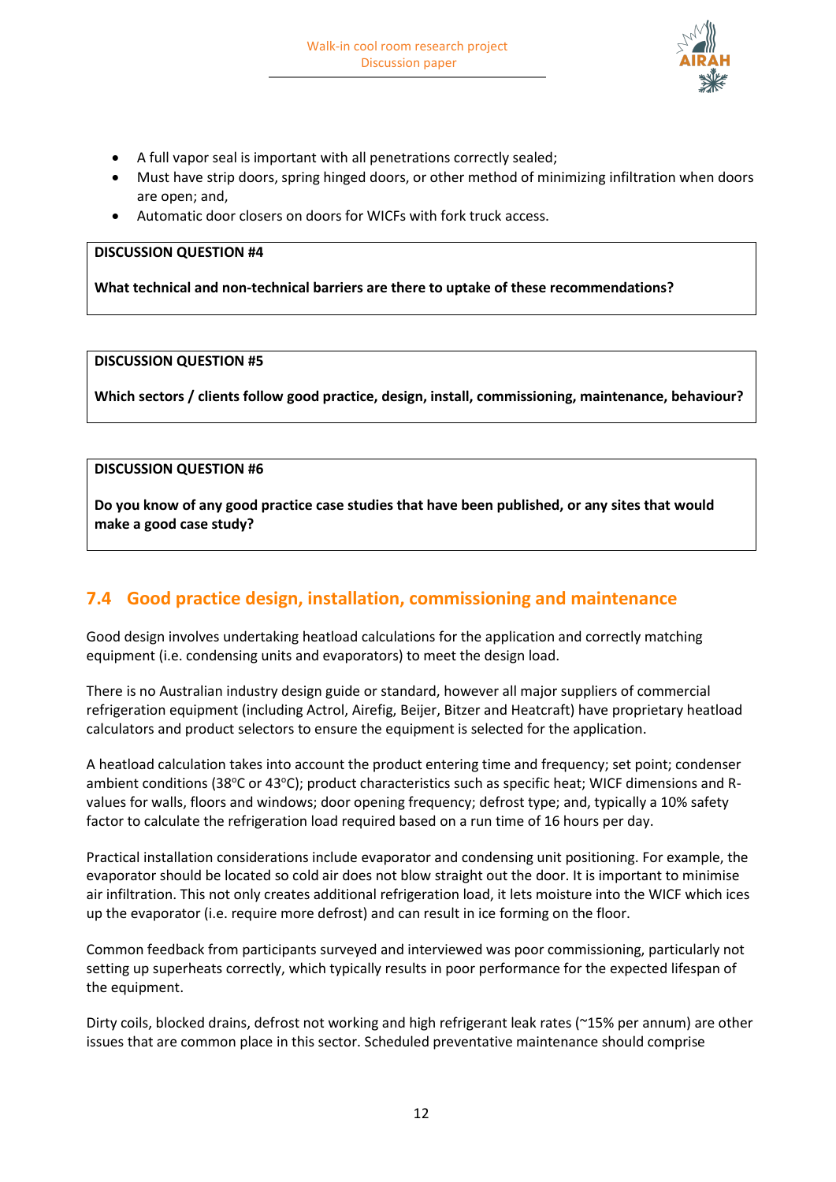- A full vapor seal is important with all penetrations correctly sealed;
- Must have strip doors, spring hinged doors, or other method of minimizing infiltration when doors are open; and,
- Automatic door closers on doors for WICFs with fork truck access.

**DISCUSSION QUESTION #4**

**What technical and non-technical barriers are there to uptake of these recommendations?**

**DISCUSSION QUESTION #5**

**Which sectors / clients follow good practice, design, install, commissioning, maintenance, behaviour?**

**DISCUSSION QUESTION #6**

**Do you know of any good practice case studies that have been published, or any sites that would make a good case study?**

## 7.4 Good practice design, installation, commissioning and maintenance

Good design involves undertaking heatload calculations for the application and correctly matching equipment (i.e. condensing units and evaporators) to meet the design load.

There is no Australian industry design guide or standard, however all major suppliers of commercial refrigeration equipment (including Actrol, Airefig, Beijer, Bitzer and Heatcraft) have proprietary heatload calculators and product selectors to ensure the equipment is selected for the application.

A heatload calculation takes into account the product entering time and frequency; set point; condenser ambient conditions (38°C or 43°C); product characteristics such as specific heat; WICF dimensions and R-values for walls, floors and windows; door opening frequency; defrost type; and, typically a 10% safety factor to calculate the refrigeration load required based on a run time of 16 hours per day.

Practical installation considerations include evaporator and condensing unit positioning. For example, the evaporator should be located so cold air does not blow straight out the door. It is important to minimise air infiltration. This not only creates additional refrigeration load, it lets moisture into the WICF which ices up the evaporator (i.e. require more defrost) and can result in ice forming on the floor.

Common feedback from participants surveyed and interviewed was poor commissioning, particularly not setting up superheats correctly, which typically results in poor performance for the expected lifespan of the equipment.

Dirty coils, blocked drains, defrost not working and high refrigerant leak rates (~15% per annum) are other issues that are common place in this sector. Scheduled preventative maintenance should comprise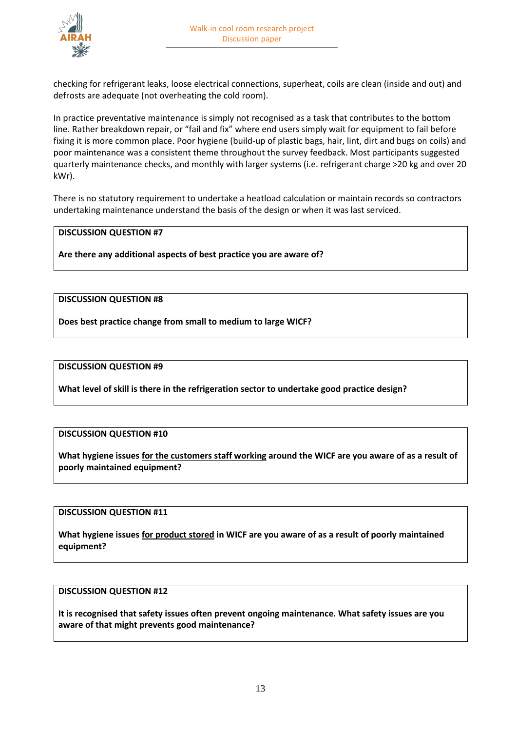checking for refrigerant leaks, loose electrical connections, superheat, coils are clean (inside and out) and defrosts are adequate (not overheating the cold room).

In practice preventative maintenance is simply not recognised as a task that contributes to the bottom line. Rather breakdown repair, or "fail and fix" where end users simply wait for equipment to fail before fixing it is more common place. Poor hygiene (build-up of plastic bags, hair, lint, dirt and bugs on coils) and poor maintenance was a consistent theme throughout the survey feedback. Most participants suggested quarterly maintenance checks, and monthly with larger systems (i.e. refrigerant charge >20 kg and over 20 kWr).

There is no statutory requirement to undertake a heatload calculation or maintain records so contractors undertaking maintenance understand the basis of the design or when it was last serviced.

**DISCUSSION QUESTION #7**

**Are there any additional aspects of best practice you are aware of?**

**DISCUSSION QUESTION #8**

**Does best practice change from small to medium to large WICF?**

**DISCUSSION QUESTION #9**

**What level of skill is there in the refrigeration sector to undertake good practice design?**

**DISCUSSION QUESTION #10**

**What hygiene issues <u>for the customers staff working</u> around the WICF are you aware of as a result of poorly maintained equipment?**

**DISCUSSION QUESTION #11**

**What hygiene issues <u>for product stored</u> in WICF are you aware of as a result of poorly maintained equipment?**

**DISCUSSION QUESTION #12**

**It is recognised that safety issues often prevent ongoing maintenance. What safety issues are you aware of that might prevents good maintenance?**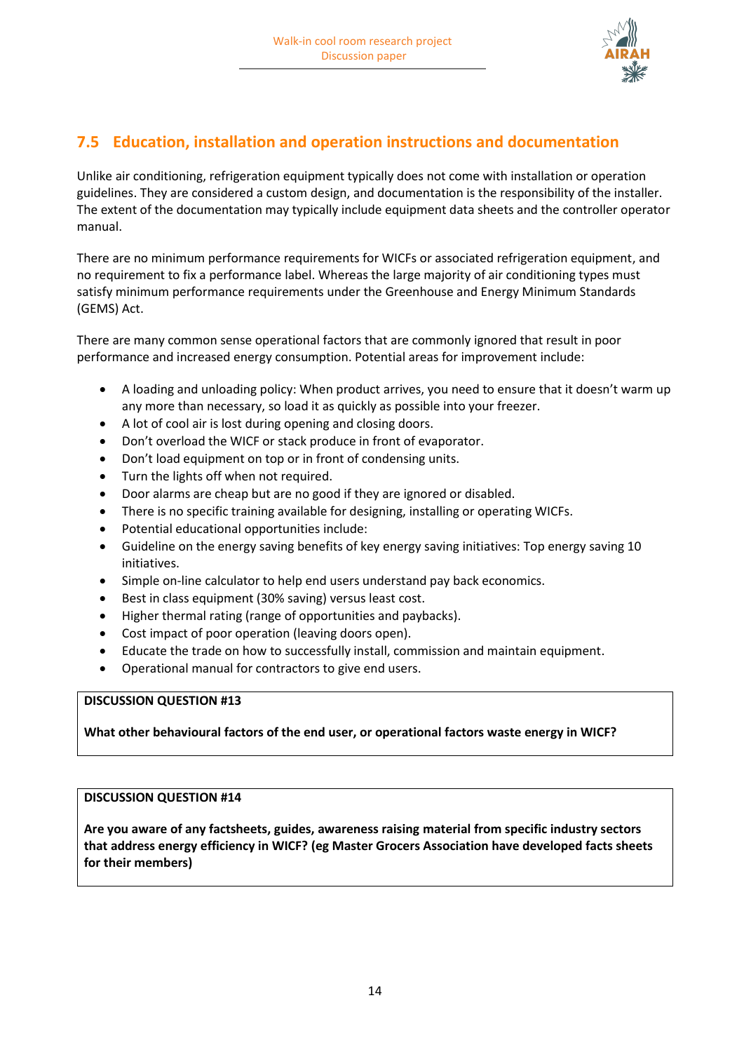## 7.5 Education, installation and operation instructions and documentation

Unlike air conditioning, refrigeration equipment typically does not come with installation or operation guidelines. They are considered a custom design, and documentation is the responsibility of the installer. The extent of the documentation may typically include equipment data sheets and the controller operator manual.

There are no minimum performance requirements for WICFs or associated refrigeration equipment, and no requirement to fix a performance label. Whereas the large majority of air conditioning types must satisfy minimum performance requirements under the Greenhouse and Energy Minimum Standards (GEMS) Act.

There are many common sense operational factors that are commonly ignored that result in poor performance and increased energy consumption. Potential areas for improvement include:

- A loading and unloading policy: When product arrives, you need to ensure that it doesn't warm up any more than necessary, so load it as quickly as possible into your freezer.
- A lot of cool air is lost during opening and closing doors.
- Don't overload the WICF or stack produce in front of evaporator.
- Don't load equipment on top or in front of condensing units.
- Turn the lights off when not required.
- Door alarms are cheap but are no good if they are ignored or disabled.
- There is no specific training available for designing, installing or operating WICFs.
- Potential educational opportunities include:
- Guideline on the energy saving benefits of key energy saving initiatives: Top energy saving 10 initiatives.
- Simple on-line calculator to help end users understand pay back economics.
- Best in class equipment (30% saving) versus least cost.
- Higher thermal rating (range of opportunities and paybacks).
- Cost impact of poor operation (leaving doors open).
- Educate the trade on how to successfully install, commission and maintain equipment.
- Operational manual for contractors to give end users.

> **DISCUSSION QUESTION #13**
>
> **What other behavioural factors of the end user, or operational factors waste energy in WICF?**

> **DISCUSSION QUESTION #14**
>
> **Are you aware of any factsheets, guides, awareness raising material from specific industry sectors that address energy efficiency in WICF? (eg Master Grocers Association have developed facts sheets for their members)**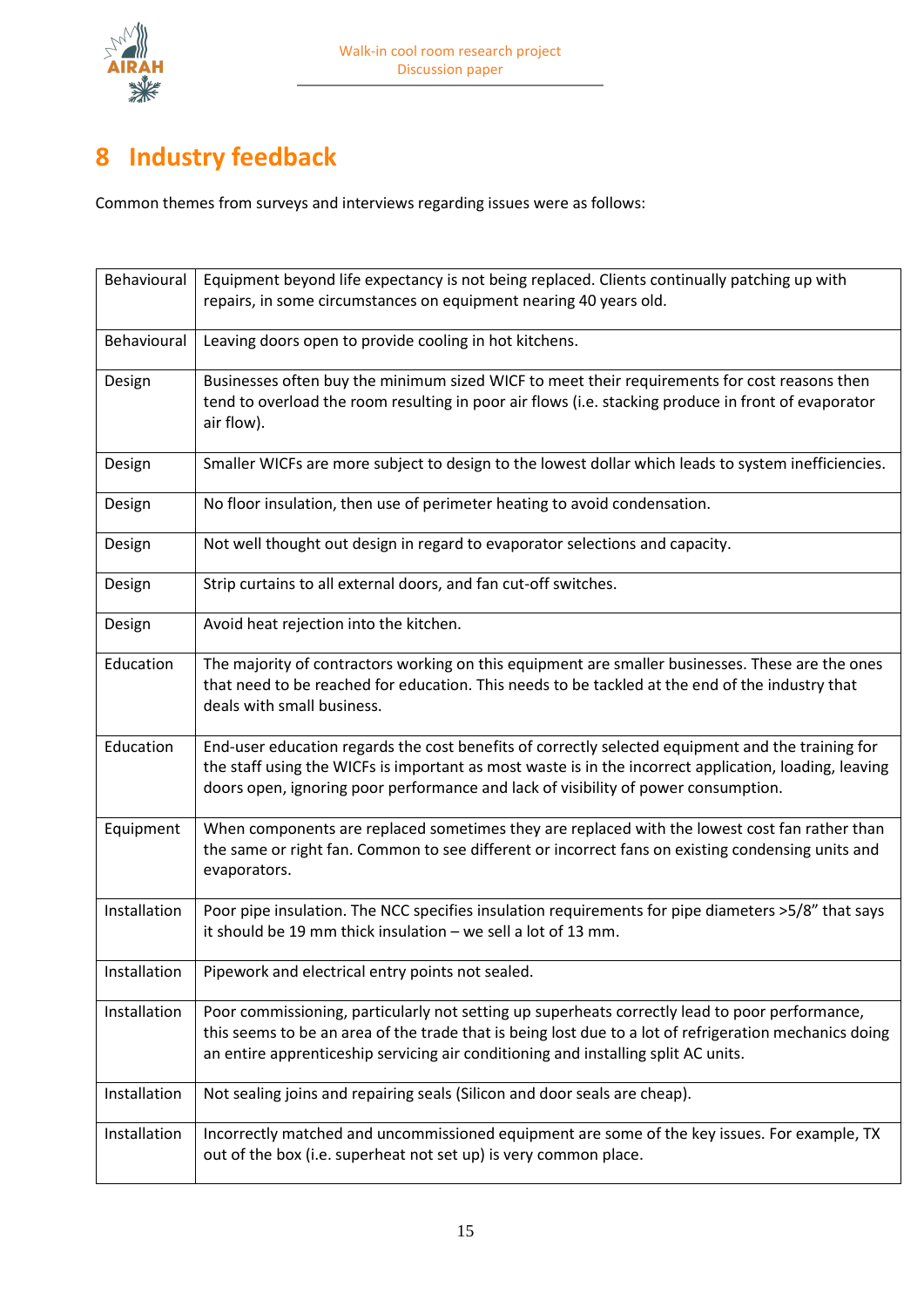# 8 Industry feedback

Common themes from surveys and interviews regarding issues were as follows:

| | |
|---|---|
| Behavioural | Equipment beyond life expectancy is not being replaced. Clients continually patching up with repairs, in some circumstances on equipment nearing 40 years old. |
| Behavioural | Leaving doors open to provide cooling in hot kitchens. |
| Design | Businesses often buy the minimum sized WICF to meet their requirements for cost reasons then tend to overload the room resulting in poor air flows (i.e. stacking produce in front of evaporator air flow). |
| Design | Smaller WICFs are more subject to design to the lowest dollar which leads to system inefficiencies. |
| Design | No floor insulation, then use of perimeter heating to avoid condensation. |
| Design | Not well thought out design in regard to evaporator selections and capacity. |
| Design | Strip curtains to all external doors, and fan cut-off switches. |
| Design | Avoid heat rejection into the kitchen. |
| Education | The majority of contractors working on this equipment are smaller businesses. These are the ones that need to be reached for education. This needs to be tackled at the end of the industry that deals with small business. |
| Education | End-user education regards the cost benefits of correctly selected equipment and the training for the staff using the WICFs is important as most waste is in the incorrect application, loading, leaving doors open, ignoring poor performance and lack of visibility of power consumption. |
| Equipment | When components are replaced sometimes they are replaced with the lowest cost fan rather than the same or right fan. Common to see different or incorrect fans on existing condensing units and evaporators. |
| Installation | Poor pipe insulation. The NCC specifies insulation requirements for pipe diameters >5/8" that says it should be 19 mm thick insulation – we sell a lot of 13 mm. |
| Installation | Pipework and electrical entry points not sealed. |
| Installation | Poor commissioning, particularly not setting up superheats correctly lead to poor performance, this seems to be an area of the trade that is being lost due to a lot of refrigeration mechanics doing an entire apprenticeship servicing air conditioning and installing split AC units. |
| Installation | Not sealing joins and repairing seals (Silicon and door seals are cheap). |
| Installation | Incorrectly matched and uncommissioned equipment are some of the key issues. For example, TX out of the box (i.e. superheat not set up) is very common place. |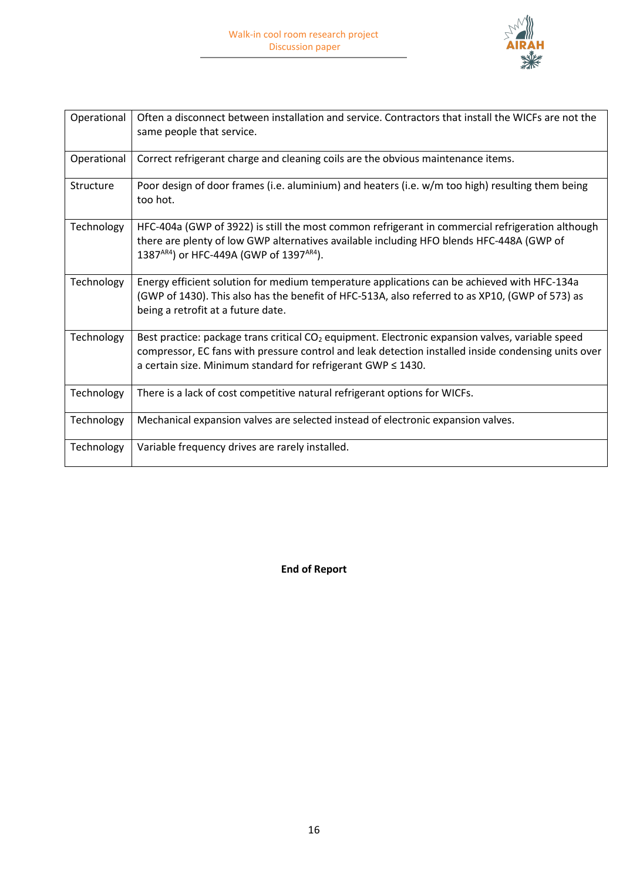| | |
|---|---|
| Operational | Often a disconnect between installation and service. Contractors that install the WICFs are not the same people that service. |
| Operational | Correct refrigerant charge and cleaning coils are the obvious maintenance items. |
| Structure | Poor design of door frames (i.e. aluminium) and heaters (i.e. w/m too high) resulting them being too hot. |
| Technology | HFC-404a (GWP of 3922) is still the most common refrigerant in commercial refrigeration although there are plenty of low GWP alternatives available including HFO blends HFC-448A (GWP of 1387[AR4]) or HFC-449A (GWP of 1397[AR4]). |
| Technology | Energy efficient solution for medium temperature applications can be achieved with HFC-134a (GWP of 1430). This also has the benefit of HFC-513A, also referred to as XP10, (GWP of 573) as being a retrofit at a future date. |
| Technology | Best practice: package trans critical $CO_2$ equipment. Electronic expansion valves, variable speed compressor, EC fans with pressure control and leak detection installed inside condensing units over a certain size. Minimum standard for refrigerant GWP $\leq$ 1430. |
| Technology | There is a lack of cost competitive natural refrigerant options for WICFs. |
| Technology | Mechanical expansion valves are selected instead of electronic expansion valves. |
| Technology | Variable frequency drives are rarely installed. |

**End of Report**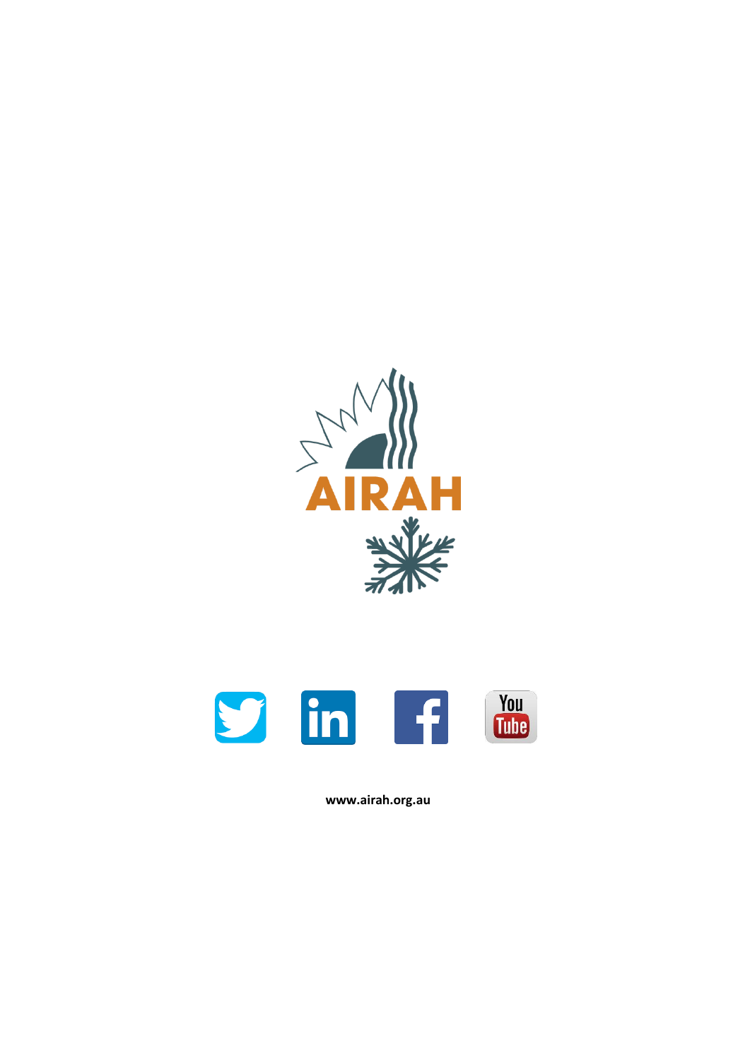AIRAH

www.airah.org.au